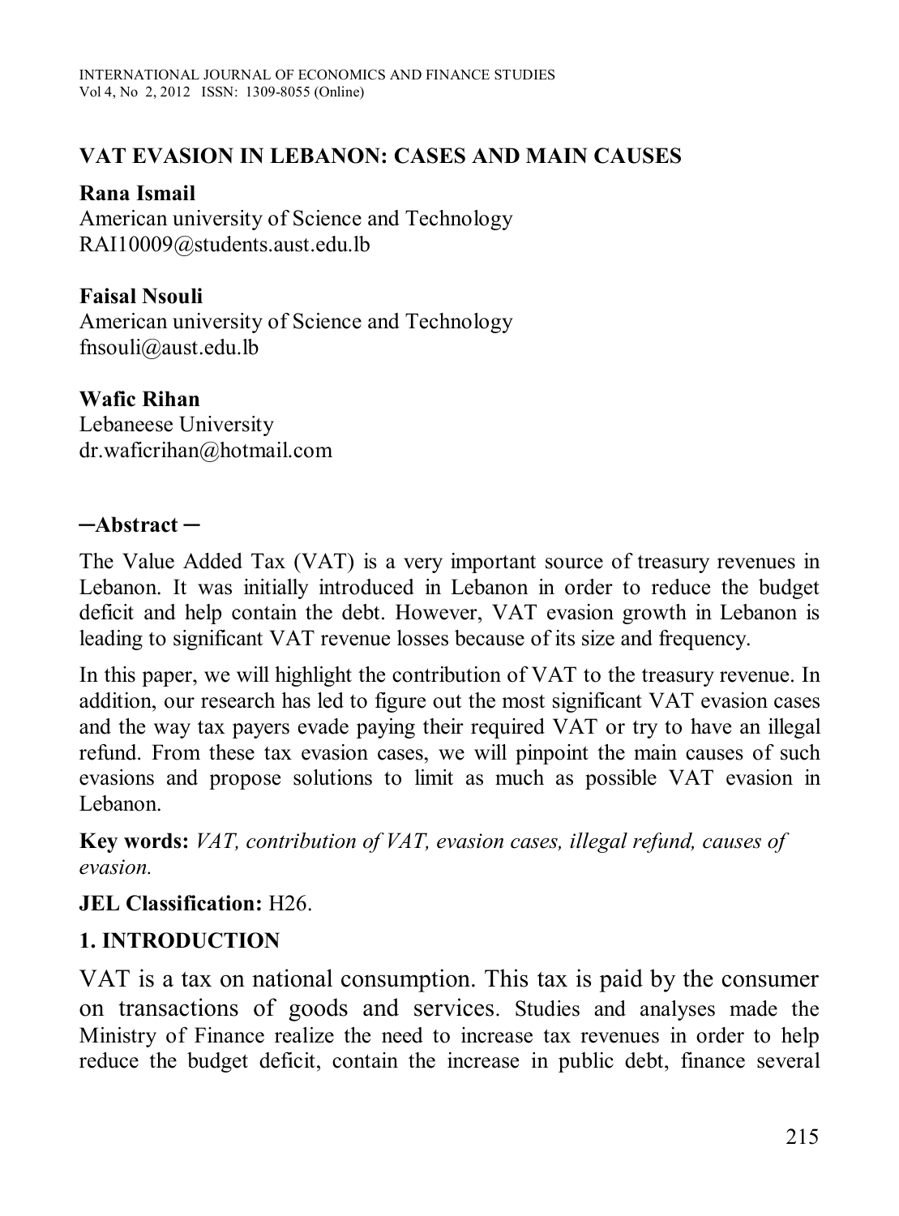# VAT EVASION IN LEBANON: CASES AND MAIN CAUSES

**Rana Ismail**
American university of Science and Technology
RAI10009@students.aust.edu.lb

**Faisal Nsouli**
American university of Science and Technology
fnsouli@aust.edu.lb

**Wafic Rihan**
Lebaneese University
dr.waficrihan@hotmail.com

## ─Abstract ─

The Value Added Tax (VAT) is a very important source of treasury revenues in Lebanon. It was initially introduced in Lebanon in order to reduce the budget deficit and help contain the debt. However, VAT evasion growth in Lebanon is leading to significant VAT revenue losses because of its size and frequency.

In this paper, we will highlight the contribution of VAT to the treasury revenue. In addition, our research has led to figure out the most significant VAT evasion cases and the way tax payers evade paying their required VAT or try to have an illegal refund. From these tax evasion cases, we will pinpoint the main causes of such evasions and propose solutions to limit as much as possible VAT evasion in Lebanon.

**Key words:** *VAT, contribution of VAT, evasion cases, illegal refund, causes of evasion.*

**JEL Classification:** H26.

## 1. INTRODUCTION

VAT is a tax on national consumption. This tax is paid by the consumer on transactions of goods and services. Studies and analyses made the Ministry of Finance realize the need to increase tax revenues in order to help reduce the budget deficit, contain the increase in public debt, finance several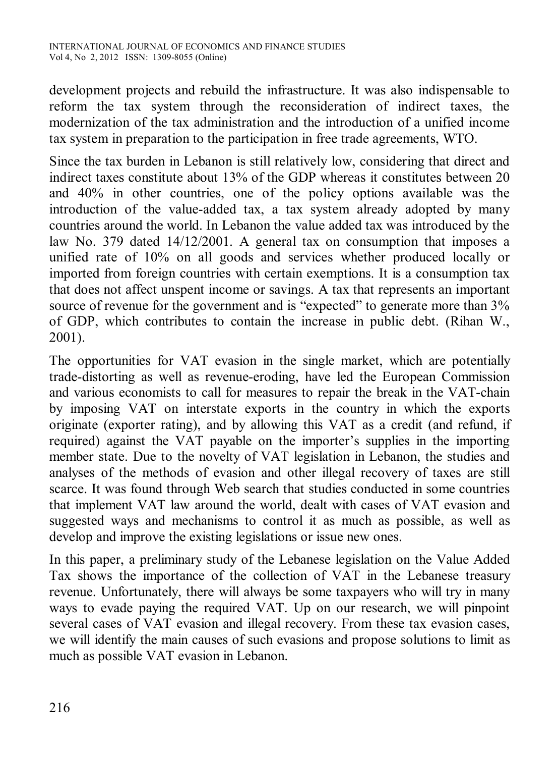development projects and rebuild the infrastructure. It was also indispensable to reform the tax system through the reconsideration of indirect taxes, the modernization of the tax administration and the introduction of a unified income tax system in preparation to the participation in free trade agreements, WTO.

Since the tax burden in Lebanon is still relatively low, considering that direct and indirect taxes constitute about 13% of the GDP whereas it constitutes between 20 and 40% in other countries, one of the policy options available was the introduction of the value-added tax, a tax system already adopted by many countries around the world. In Lebanon the value added tax was introduced by the law No. 379 dated 14/12/2001. A general tax on consumption that imposes a unified rate of 10% on all goods and services whether produced locally or imported from foreign countries with certain exemptions. It is a consumption tax that does not affect unspent income or savings. A tax that represents an important source of revenue for the government and is "expected" to generate more than 3% of GDP, which contributes to contain the increase in public debt. (Rihan W., 2001).

The opportunities for VAT evasion in the single market, which are potentially trade-distorting as well as revenue-eroding, have led the European Commission and various economists to call for measures to repair the break in the VAT-chain by imposing VAT on interstate exports in the country in which the exports originate (exporter rating), and by allowing this VAT as a credit (and refund, if required) against the VAT payable on the importer's supplies in the importing member state. Due to the novelty of VAT legislation in Lebanon, the studies and analyses of the methods of evasion and other illegal recovery of taxes are still scarce. It was found through Web search that studies conducted in some countries that implement VAT law around the world, dealt with cases of VAT evasion and suggested ways and mechanisms to control it as much as possible, as well as develop and improve the existing legislations or issue new ones.

In this paper, a preliminary study of the Lebanese legislation on the Value Added Tax shows the importance of the collection of VAT in the Lebanese treasury revenue. Unfortunately, there will always be some taxpayers who will try in many ways to evade paying the required VAT. Up on our research, we will pinpoint several cases of VAT evasion and illegal recovery. From these tax evasion cases, we will identify the main causes of such evasions and propose solutions to limit as much as possible VAT evasion in Lebanon.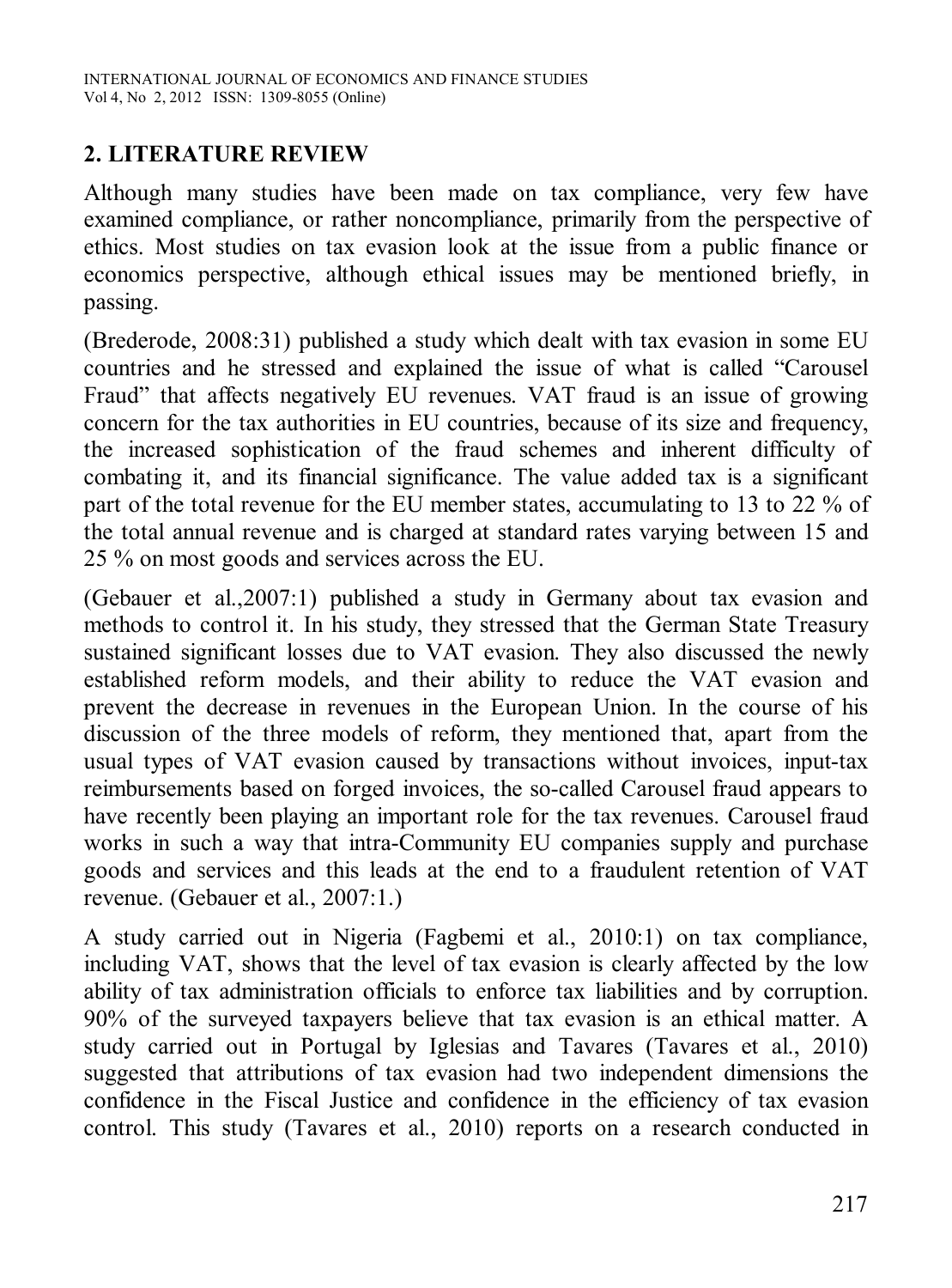## 2. LITERATURE REVIEW

Although many studies have been made on tax compliance, very few have examined compliance, or rather noncompliance, primarily from the perspective of ethics. Most studies on tax evasion look at the issue from a public finance or economics perspective, although ethical issues may be mentioned briefly, in passing.

(Brederode, 2008:31) published a study which dealt with tax evasion in some EU countries and he stressed and explained the issue of what is called "Carousel Fraud" that affects negatively EU revenues. VAT fraud is an issue of growing concern for the tax authorities in EU countries, because of its size and frequency, the increased sophistication of the fraud schemes and inherent difficulty of combating it, and its financial significance. The value added tax is a significant part of the total revenue for the EU member states, accumulating to 13 to 22 % of the total annual revenue and is charged at standard rates varying between 15 and 25 % on most goods and services across the EU.

(Gebauer et al.,2007:1) published a study in Germany about tax evasion and methods to control it. In his study, they stressed that the German State Treasury sustained significant losses due to VAT evasion. They also discussed the newly established reform models, and their ability to reduce the VAT evasion and prevent the decrease in revenues in the European Union. In the course of his discussion of the three models of reform, they mentioned that, apart from the usual types of VAT evasion caused by transactions without invoices, input-tax reimbursements based on forged invoices, the so-called Carousel fraud appears to have recently been playing an important role for the tax revenues. Carousel fraud works in such a way that intra-Community EU companies supply and purchase goods and services and this leads at the end to a fraudulent retention of VAT revenue. (Gebauer et al., 2007:1.)

A study carried out in Nigeria (Fagbemi et al., 2010:1) on tax compliance, including VAT, shows that the level of tax evasion is clearly affected by the low ability of tax administration officials to enforce tax liabilities and by corruption. 90% of the surveyed taxpayers believe that tax evasion is an ethical matter. A study carried out in Portugal by Iglesias and Tavares (Tavares et al., 2010) suggested that attributions of tax evasion had two independent dimensions the confidence in the Fiscal Justice and confidence in the efficiency of tax evasion control. This study (Tavares et al., 2010) reports on a research conducted in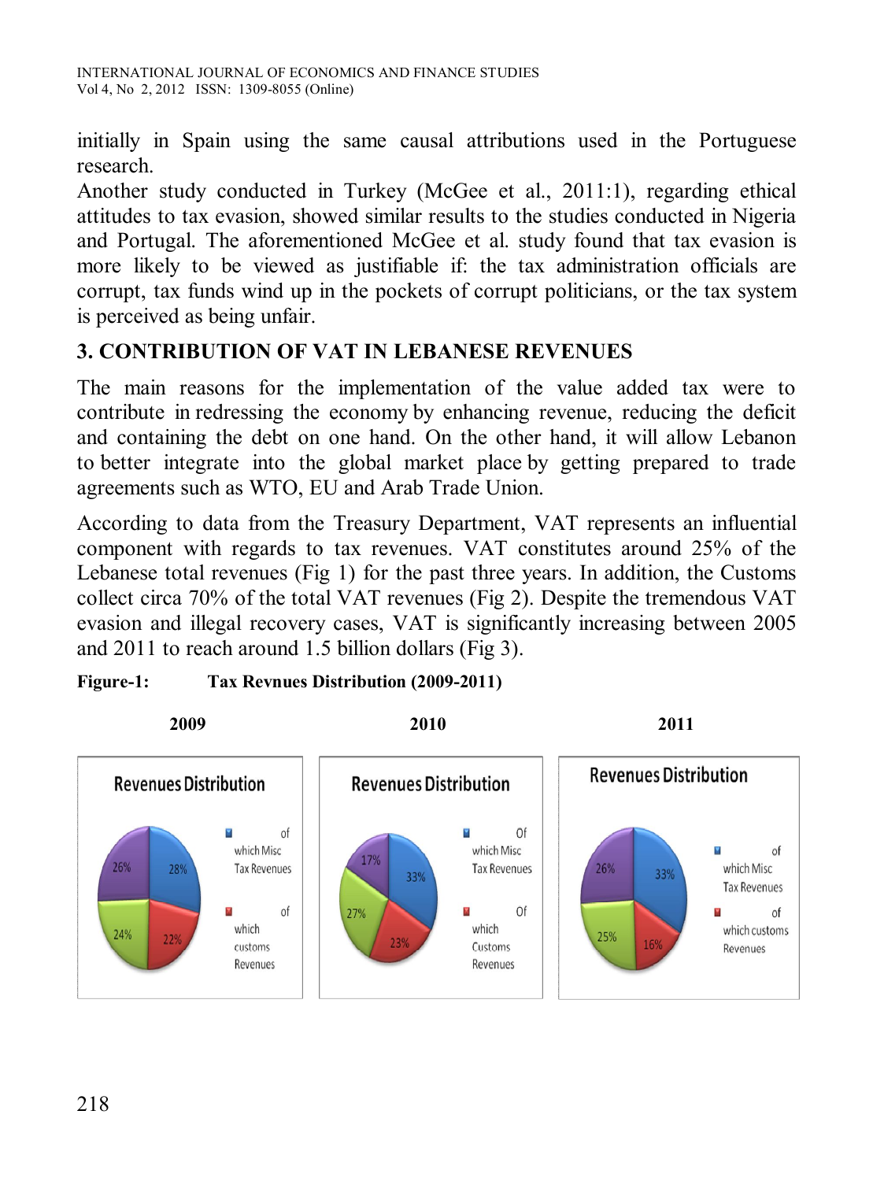initially in Spain using the same causal attributions used in the Portuguese research.

Another study conducted in Turkey (McGee et al., 2011:1), regarding ethical attitudes to tax evasion, showed similar results to the studies conducted in Nigeria and Portugal. The aforementioned McGee et al. study found that tax evasion is more likely to be viewed as justifiable if: the tax administration officials are corrupt, tax funds wind up in the pockets of corrupt politicians, or the tax system is perceived as being unfair.

## 3. CONTRIBUTION OF VAT IN LEBANESE REVENUES

The main reasons for the implementation of the value added tax were to contribute in redressing the economy by enhancing revenue, reducing the deficit and containing the debt on one hand. On the other hand, it will allow Lebanon to better integrate into the global market place by getting prepared to trade agreements such as WTO, EU and Arab Trade Union.

According to data from the Treasury Department, VAT represents an influential component with regards to tax revenues. VAT constitutes around 25% of the Lebanese total revenues (Fig 1) for the past three years. In addition, the Customs collect circa 70% of the total VAT revenues (Fig 2). Despite the tremendous VAT evasion and illegal recovery cases, VAT is significantly increasing between 2005 and 2011 to reach around 1.5 billion dollars (Fig 3).

**Figure-1: Tax Revnues Distribution (2009-2011)**

**2009** — Revenues Distribution: 28%, 22%, 24%, 26% (legend: of which Misc Tax Revenues; of which customs Revenues)

**2010** — Revenues Distribution: 33%, 23%, 27%, 17% (legend: Of which Misc Tax Revenues; Of which Customs Revenues)

**2011** — Revenues Distribution: 33%, 16%, 25%, 26% (legend: of which Misc Tax Revenues; of which customs Revenues)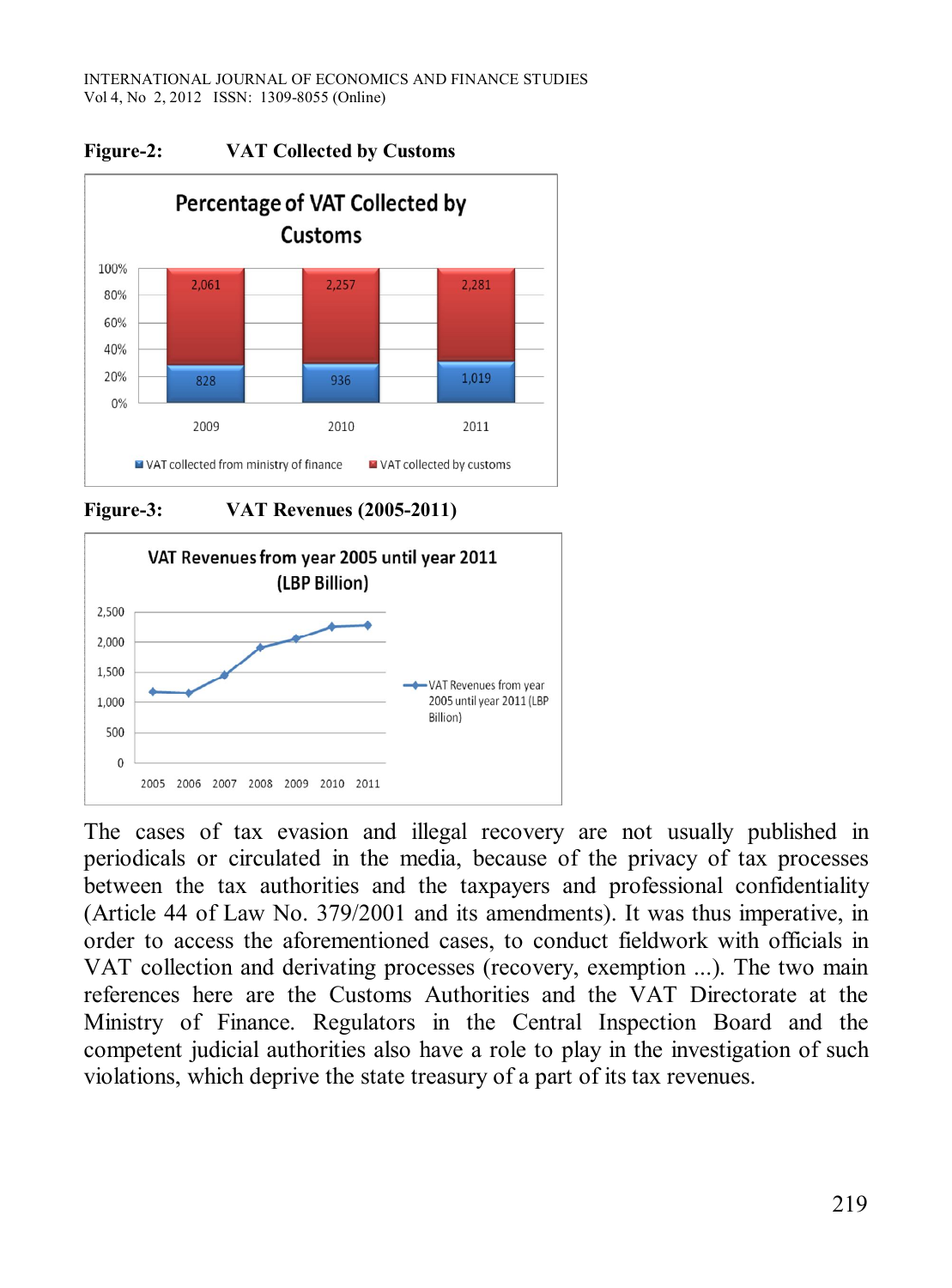**Figure-2: VAT Collected by Customs**

**Figure-3: VAT Revenues (2005-2011)**

The cases of tax evasion and illegal recovery are not usually published in periodicals or circulated in the media, because of the privacy of tax processes between the tax authorities and the taxpayers and professional confidentiality (Article 44 of Law No. 379/2001 and its amendments). It was thus imperative, in order to access the aforementioned cases, to conduct fieldwork with officials in VAT collection and derivating processes (recovery, exemption ...). The two main references here are the Customs Authorities and the VAT Directorate at the Ministry of Finance. Regulators in the Central Inspection Board and the competent judicial authorities also have a role to play in the investigation of such violations, which deprive the state treasury of a part of its tax revenues.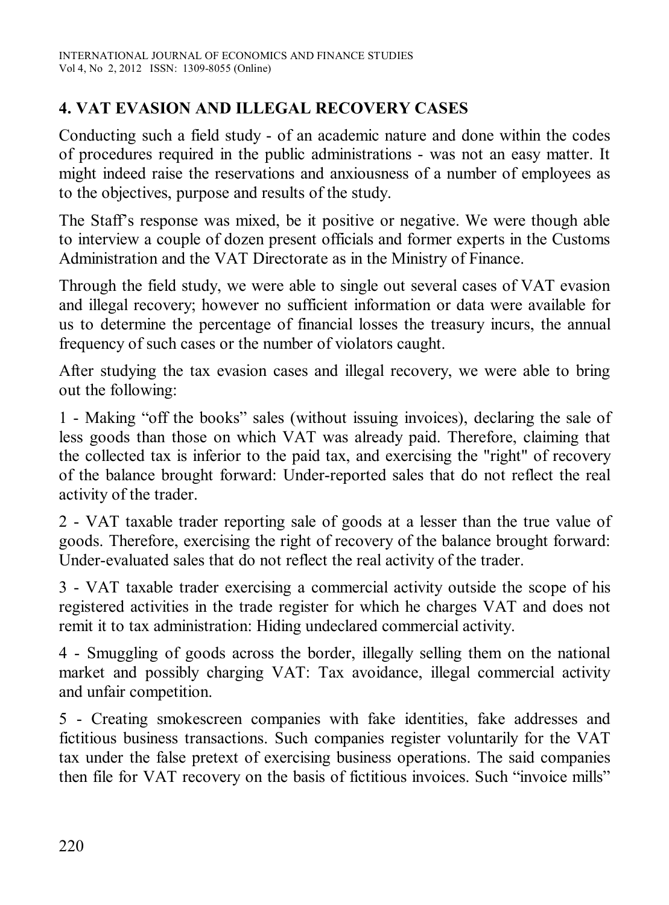## 4. VAT EVASION AND ILLEGAL RECOVERY CASES

Conducting such a field study - of an academic nature and done within the codes of procedures required in the public administrations - was not an easy matter. It might indeed raise the reservations and anxiousness of a number of employees as to the objectives, purpose and results of the study.

The Staff's response was mixed, be it positive or negative. We were though able to interview a couple of dozen present officials and former experts in the Customs Administration and the VAT Directorate as in the Ministry of Finance.

Through the field study, we were able to single out several cases of VAT evasion and illegal recovery; however no sufficient information or data were available for us to determine the percentage of financial losses the treasury incurs, the annual frequency of such cases or the number of violators caught.

After studying the tax evasion cases and illegal recovery, we were able to bring out the following:

1 - Making "off the books" sales (without issuing invoices), declaring the sale of less goods than those on which VAT was already paid. Therefore, claiming that the collected tax is inferior to the paid tax, and exercising the "right" of recovery of the balance brought forward: Under-reported sales that do not reflect the real activity of the trader.

2 - VAT taxable trader reporting sale of goods at a lesser than the true value of goods. Therefore, exercising the right of recovery of the balance brought forward: Under-evaluated sales that do not reflect the real activity of the trader.

3 - VAT taxable trader exercising a commercial activity outside the scope of his registered activities in the trade register for which he charges VAT and does not remit it to tax administration: Hiding undeclared commercial activity.

4 - Smuggling of goods across the border, illegally selling them on the national market and possibly charging VAT: Tax avoidance, illegal commercial activity and unfair competition.

5 - Creating smokescreen companies with fake identities, fake addresses and fictitious business transactions. Such companies register voluntarily for the VAT tax under the false pretext of exercising business operations. The said companies then file for VAT recovery on the basis of fictitious invoices. Such "invoice mills"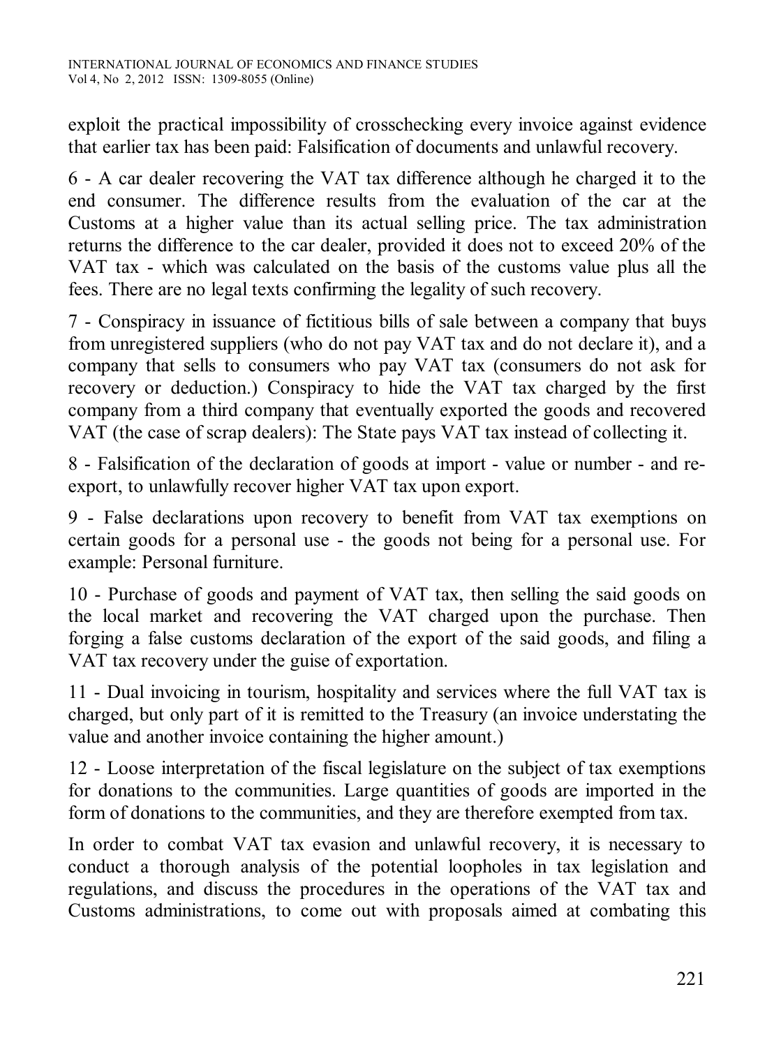exploit the practical impossibility of crosschecking every invoice against evidence that earlier tax has been paid: Falsification of documents and unlawful recovery.

6 - A car dealer recovering the VAT tax difference although he charged it to the end consumer. The difference results from the evaluation of the car at the Customs at a higher value than its actual selling price. The tax administration returns the difference to the car dealer, provided it does not to exceed 20% of the VAT tax - which was calculated on the basis of the customs value plus all the fees. There are no legal texts confirming the legality of such recovery.

7 - Conspiracy in issuance of fictitious bills of sale between a company that buys from unregistered suppliers (who do not pay VAT tax and do not declare it), and a company that sells to consumers who pay VAT tax (consumers do not ask for recovery or deduction.) Conspiracy to hide the VAT tax charged by the first company from a third company that eventually exported the goods and recovered VAT (the case of scrap dealers): The State pays VAT tax instead of collecting it.

8 - Falsification of the declaration of goods at import - value or number - and re-export, to unlawfully recover higher VAT tax upon export.

9 - False declarations upon recovery to benefit from VAT tax exemptions on certain goods for a personal use - the goods not being for a personal use. For example: Personal furniture.

10 - Purchase of goods and payment of VAT tax, then selling the said goods on the local market and recovering the VAT charged upon the purchase. Then forging a false customs declaration of the export of the said goods, and filing a VAT tax recovery under the guise of exportation.

11 - Dual invoicing in tourism, hospitality and services where the full VAT tax is charged, but only part of it is remitted to the Treasury (an invoice understating the value and another invoice containing the higher amount.)

12 - Loose interpretation of the fiscal legislature on the subject of tax exemptions for donations to the communities. Large quantities of goods are imported in the form of donations to the communities, and they are therefore exempted from tax.

In order to combat VAT tax evasion and unlawful recovery, it is necessary to conduct a thorough analysis of the potential loopholes in tax legislation and regulations, and discuss the procedures in the operations of the VAT tax and Customs administrations, to come out with proposals aimed at combating this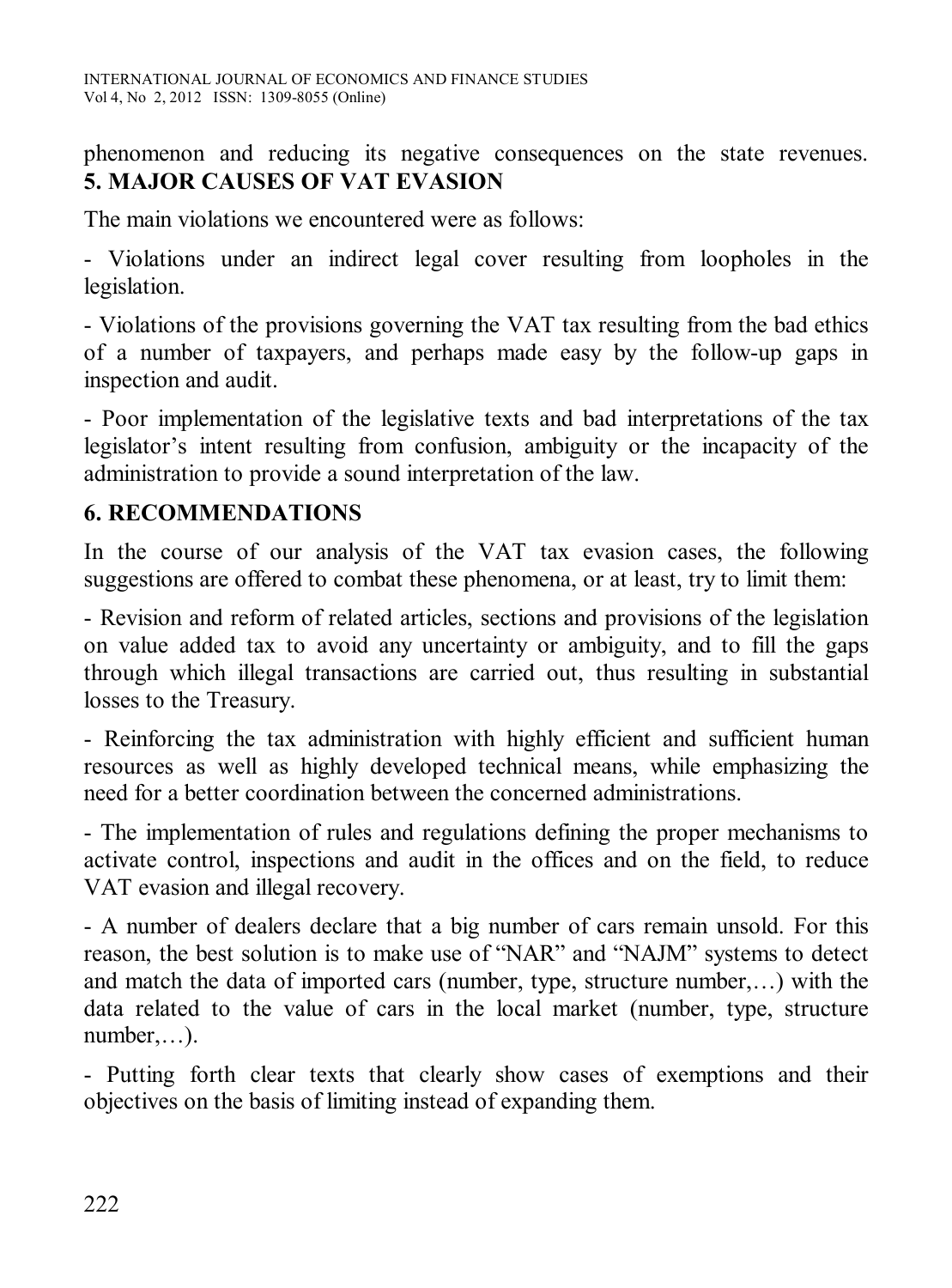phenomenon and reducing its negative consequences on the state revenues.

## 5. MAJOR CAUSES OF VAT EVASION

The main violations we encountered were as follows:

- Violations under an indirect legal cover resulting from loopholes in the legislation.

- Violations of the provisions governing the VAT tax resulting from the bad ethics of a number of taxpayers, and perhaps made easy by the follow-up gaps in inspection and audit.

- Poor implementation of the legislative texts and bad interpretations of the tax legislator's intent resulting from confusion, ambiguity or the incapacity of the administration to provide a sound interpretation of the law.

## 6. RECOMMENDATIONS

In the course of our analysis of the VAT tax evasion cases, the following suggestions are offered to combat these phenomena, or at least, try to limit them:

- Revision and reform of related articles, sections and provisions of the legislation on value added tax to avoid any uncertainty or ambiguity, and to fill the gaps through which illegal transactions are carried out, thus resulting in substantial losses to the Treasury.

- Reinforcing the tax administration with highly efficient and sufficient human resources as well as highly developed technical means, while emphasizing the need for a better coordination between the concerned administrations.

- The implementation of rules and regulations defining the proper mechanisms to activate control, inspections and audit in the offices and on the field, to reduce VAT evasion and illegal recovery.

- A number of dealers declare that a big number of cars remain unsold. For this reason, the best solution is to make use of "NAR" and "NAJM" systems to detect and match the data of imported cars (number, type, structure number,…) with the data related to the value of cars in the local market (number, type, structure number,…).

- Putting forth clear texts that clearly show cases of exemptions and their objectives on the basis of limiting instead of expanding them.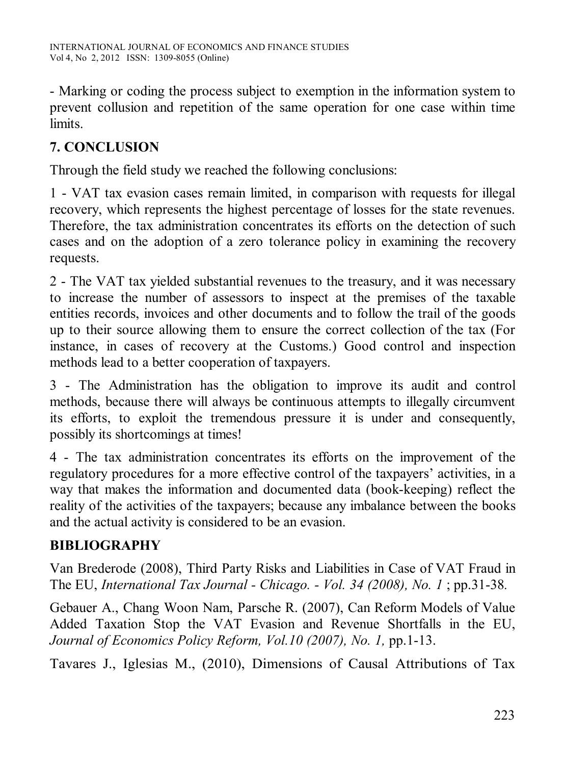- Marking or coding the process subject to exemption in the information system to prevent collusion and repetition of the same operation for one case within time limits.

## 7. CONCLUSION

Through the field study we reached the following conclusions:

1 - VAT tax evasion cases remain limited, in comparison with requests for illegal recovery, which represents the highest percentage of losses for the state revenues. Therefore, the tax administration concentrates its efforts on the detection of such cases and on the adoption of a zero tolerance policy in examining the recovery requests.

2 - The VAT tax yielded substantial revenues to the treasury, and it was necessary to increase the number of assessors to inspect at the premises of the taxable entities records, invoices and other documents and to follow the trail of the goods up to their source allowing them to ensure the correct collection of the tax (For instance, in cases of recovery at the Customs.) Good control and inspection methods lead to a better cooperation of taxpayers.

3 - The Administration has the obligation to improve its audit and control methods, because there will always be continuous attempts to illegally circumvent its efforts, to exploit the tremendous pressure it is under and consequently, possibly its shortcomings at times!

4 - The tax administration concentrates its efforts on the improvement of the regulatory procedures for a more effective control of the taxpayers' activities, in a way that makes the information and documented data (book-keeping) reflect the reality of the activities of the taxpayers; because any imbalance between the books and the actual activity is considered to be an evasion.

## BIBLIOGRAPHY

Van Brederode (2008), Third Party Risks and Liabilities in Case of VAT Fraud in The EU, *International Tax Journal - Chicago. - Vol. 34 (2008), No. 1* ; pp.31-38.

Gebauer A., Chang Woon Nam, Parsche R. (2007), Can Reform Models of Value Added Taxation Stop the VAT Evasion and Revenue Shortfalls in the EU, *Journal of Economics Policy Reform, Vol.10 (2007), No. 1,* pp.1-13.

Tavares J., Iglesias M., (2010), Dimensions of Causal Attributions of Tax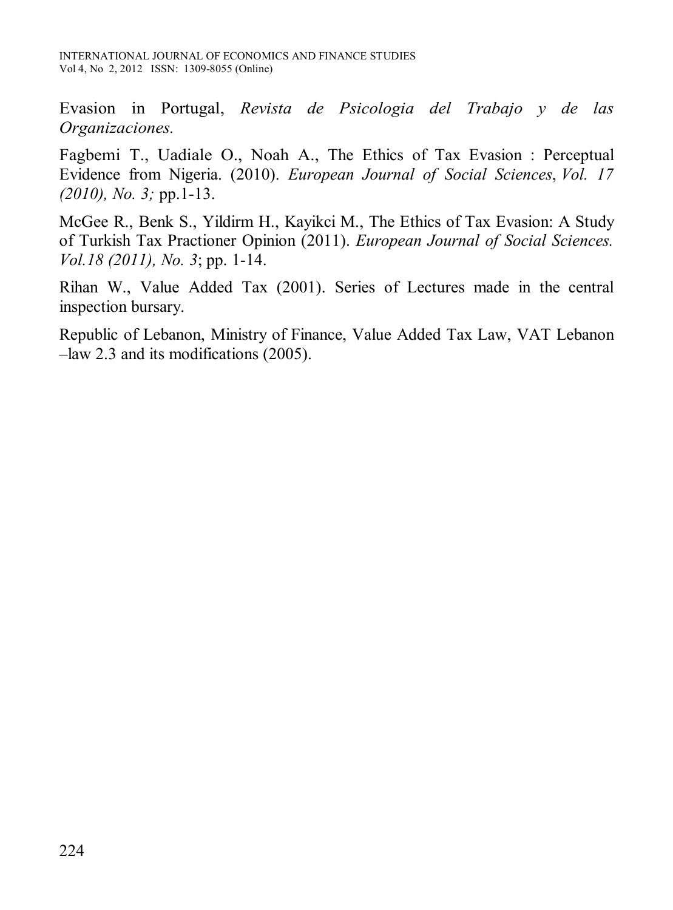Evasion in Portugal, *Revista de Psicologia del Trabajo y de las Organizaciones.*

Fagbemi T., Uadiale O., Noah A., The Ethics of Tax Evasion : Perceptual Evidence from Nigeria. (2010). *European Journal of Social Sciences*, *Vol. 17 (2010), No. 3;* pp.1-13.

McGee R., Benk S., Yildirm H., Kayikci M., The Ethics of Tax Evasion: A Study of Turkish Tax Practioner Opinion (2011). *European Journal of Social Sciences. Vol.18 (2011), No. 3*; pp. 1-14.

Rihan W., Value Added Tax (2001). Series of Lectures made in the central inspection bursary.

Republic of Lebanon, Ministry of Finance, Value Added Tax Law, VAT Lebanon –law 2.3 and its modifications (2005).